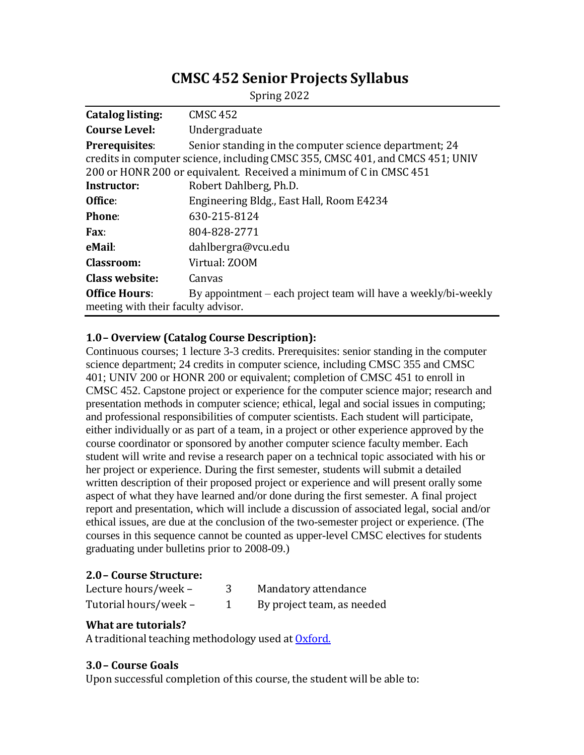# CMSC 452 Senior Projects Syllabus

Spring 2022

| | |
|---|---|
| **Catalog listing:** | CMSC 452 |
| **Course Level:** | Undergraduate |
| **Prerequisites**: | Senior standing in the computer science department; 24 credits in computer science, including CMSC 355, CMSC 401, and CMCS 451; UNIV 200 or HONR 200 or equivalent. Received a minimum of C in CMSC 451 |
| **Instructor:** | Robert Dahlberg, Ph.D. |
| **Office**: | Engineering Bldg., East Hall, Room E4234 |
| **Phone**: | 630-215-8124 |
| **Fax**: | 804-828-2771 |
| **eMail**: | dahlbergra@vcu.edu |
| **Classroom:** | Virtual: ZOOM |
| **Class website:** | Canvas |
| **Office Hours**: | By appointment – each project team will have a weekly/bi-weekly meeting with their faculty advisor. |

### 1.0 – Overview (Catalog Course Description):

Continuous courses; 1 lecture 3-3 credits. Prerequisites: senior standing in the computer science department; 24 credits in computer science, including CMSC 355 and CMSC 401; UNIV 200 or HONR 200 or equivalent; completion of CMSC 451 to enroll in CMSC 452. Capstone project or experience for the computer science major; research and presentation methods in computer science; ethical, legal and social issues in computing; and professional responsibilities of computer scientists. Each student will participate, either individually or as part of a team, in a project or other experience approved by the course coordinator or sponsored by another computer science faculty member. Each student will write and revise a research paper on a technical topic associated with his or her project or experience. During the first semester, students will submit a detailed written description of their proposed project or experience and will present orally some aspect of what they have learned and/or done during the first semester. A final project report and presentation, which will include a discussion of associated legal, social and/or ethical issues, are due at the conclusion of the two-semester project or experience. (The courses in this sequence cannot be counted as upper-level CMSC electives for students graduating under bulletins prior to 2008-09.)

### 2.0 – Course Structure:

| | | |
|---|---|---|
| Lecture hours/week – | 3 | Mandatory attendance |
| Tutorial hours/week – | 1 | By project team, as needed |

### What are tutorials?

A traditional teaching methodology used at [Oxford.](Oxford.)

### 3.0 – Course Goals

Upon successful completion of this course, the student will be able to: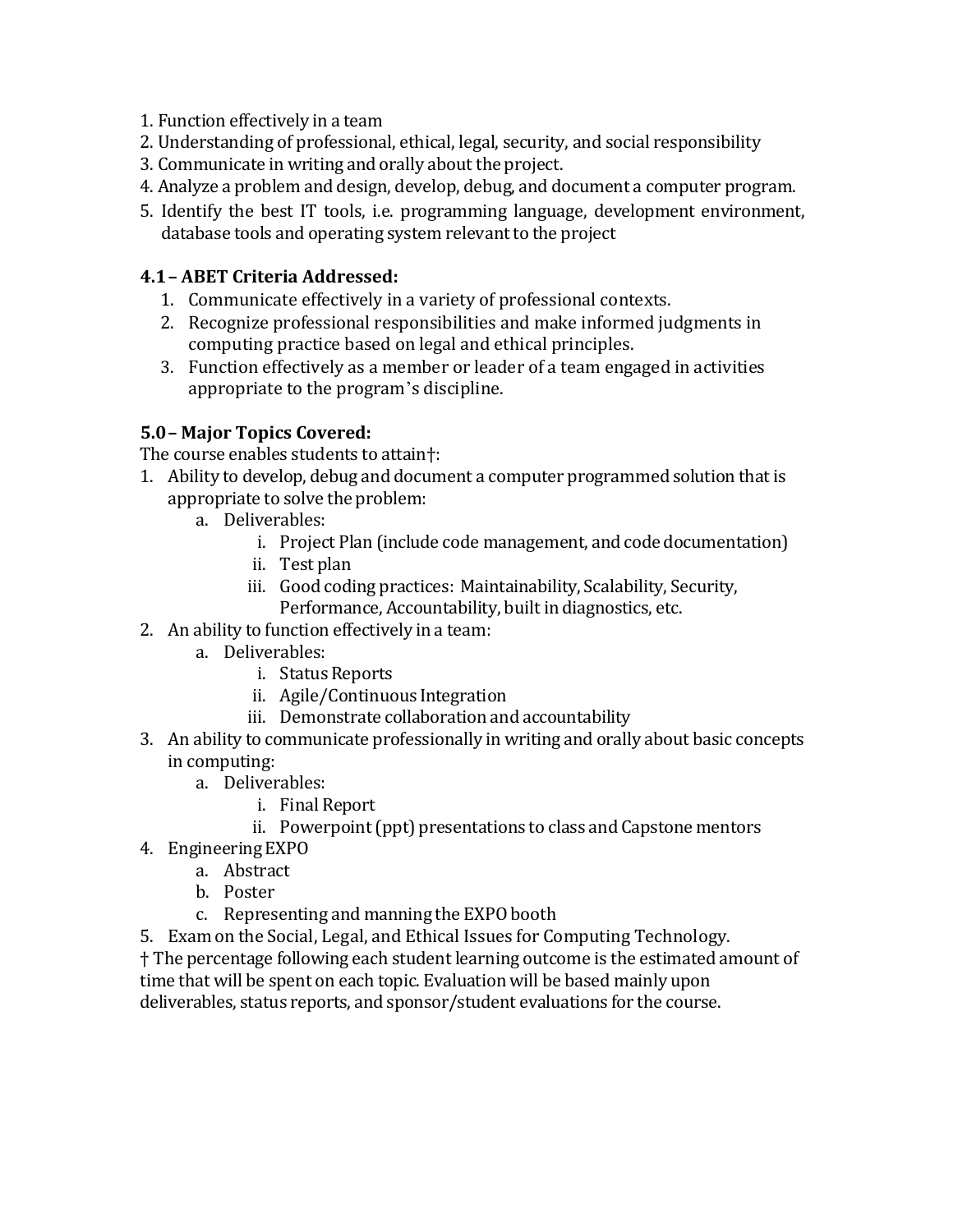1. Function effectively in a team
2. Understanding of professional, ethical, legal, security, and social responsibility
3. Communicate in writing and orally about the project.
4. Analyze a problem and design, develop, debug, and document a computer program.
5. Identify the best IT tools, i.e. programming language, development environment, database tools and operating system relevant to the project

### 4.1 – ABET Criteria Addressed:

1. Communicate effectively in a variety of professional contexts.
2. Recognize professional responsibilities and make informed judgments in computing practice based on legal and ethical principles.
3. Function effectively as a member or leader of a team engaged in activities appropriate to the program's discipline.

### 5.0 – Major Topics Covered:

The course enables students to attain†:

1. Ability to develop, debug and document a computer programmed solution that is appropriate to solve the problem:
   a. Deliverables:
      i. Project Plan (include code management, and code documentation)
      ii. Test plan
      iii. Good coding practices: Maintainability, Scalability, Security, Performance, Accountability, built in diagnostics, etc.
2. An ability to function effectively in a team:
   a. Deliverables:
      i. Status Reports
      ii. Agile/Continuous Integration
      iii. Demonstrate collaboration and accountability
3. An ability to communicate professionally in writing and orally about basic concepts in computing:
   a. Deliverables:
      i. Final Report
      ii. Powerpoint (ppt) presentations to class and Capstone mentors
4. Engineering EXPO
   a. Abstract
   b. Poster
   c. Representing and manning the EXPO booth
5. Exam on the Social, Legal, and Ethical Issues for Computing Technology.

† The percentage following each student learning outcome is the estimated amount of time that will be spent on each topic. Evaluation will be based mainly upon deliverables, status reports, and sponsor/student evaluations for the course.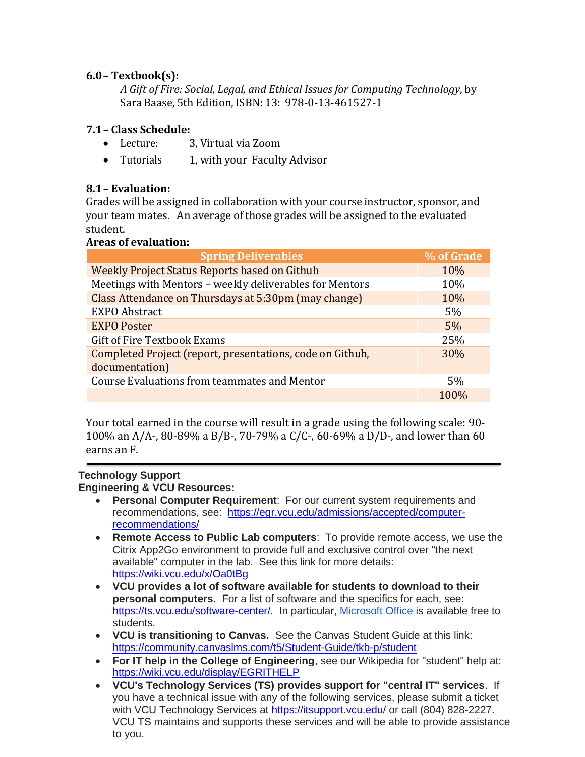### 6.0 – Textbook(s):

*A Gift of Fire: Social, Legal, and Ethical Issues for Computing Technology*, by Sara Baase, 5th Edition, ISBN: 13: 978-0-13-461527-1

### 7.1 – Class Schedule:

- Lecture: 3, Virtual via Zoom
- Tutorials 1, with your Faculty Advisor

### 8.1 – Evaluation:

Grades will be assigned in collaboration with your course instructor, sponsor, and your team mates. An average of those grades will be assigned to the evaluated student.

**Areas of evaluation:**

| Spring Deliverables | % of Grade |
| --- | --- |
| Weekly Project Status Reports based on Github | 10% |
| Meetings with Mentors – weekly deliverables for Mentors | 10% |
| Class Attendance on Thursdays at 5:30pm (may change) | 10% |
| EXPO Abstract | 5% |
| EXPO Poster | 5% |
| Gift of Fire Textbook Exams | 25% |
| Completed Project (report, presentations, code on Github, documentation) | 30% |
| Course Evaluations from teammates and Mentor | 5% |
| | 100% |

Your total earned in the course will result in a grade using the following scale: 90-100% an A/A-, 80-89% a B/B-, 70-79% a C/C-, 60-69% a D/D-, and lower than 60 earns an F.

---

**Technology Support**
**Engineering & VCU Resources:**

- **Personal Computer Requirement**: For our current system requirements and recommendations, see: https://egr.vcu.edu/admissions/accepted/computer-recommendations/
- **Remote Access to Public Lab computers**: To provide remote access, we use the Citrix App2Go environment to provide full and exclusive control over "the next available" computer in the lab. See this link for more details: https://wiki.vcu.edu/x/Oa0tBg
- **VCU provides a lot of software available for students to download to their personal computers.** For a list of software and the specifics for each, see: https://ts.vcu.edu/software-center/. In particular, Microsoft Office is available free to students.
- **VCU is transitioning to Canvas.** See the Canvas Student Guide at this link: https://community.canvaslms.com/t5/Student-Guide/tkb-p/student
- **For IT help in the College of Engineering**, see our Wikipedia for "student" help at: https://wiki.vcu.edu/display/EGRITHELP
- **VCU's Technology Services (TS) provides support for "central IT" services**. If you have a technical issue with any of the following services, please submit a ticket with VCU Technology Services at https://itsupport.vcu.edu/ or call (804) 828-2227. VCU TS maintains and supports these services and will be able to provide assistance to you.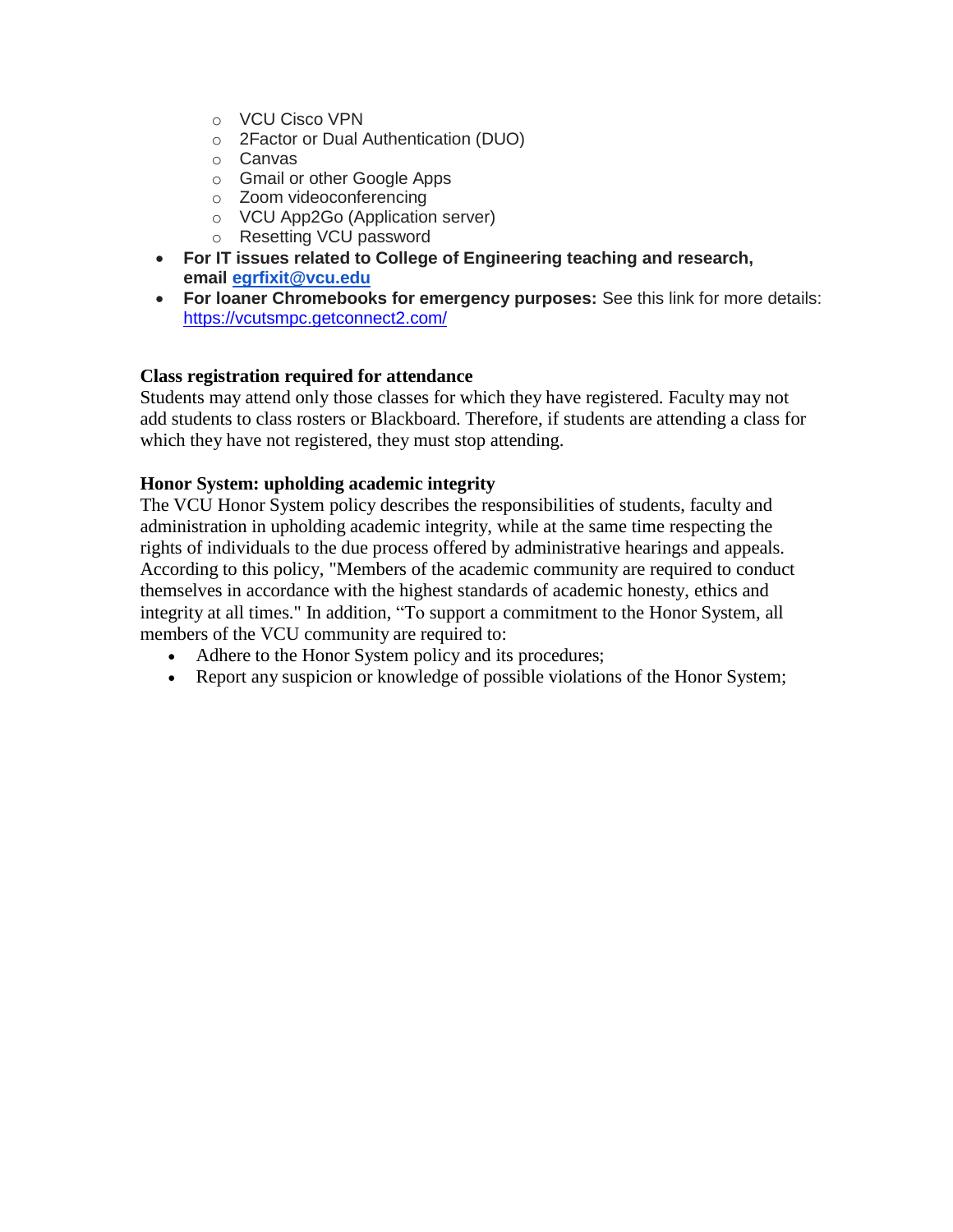- VCU Cisco VPN
    - 2Factor or Dual Authentication (DUO)
    - Canvas
    - Gmail or other Google Apps
    - Zoom videoconferencing
    - VCU App2Go (Application server)
    - Resetting VCU password
- **For IT issues related to College of Engineering teaching and research, email [egrfixit@vcu.edu](mailto:egrfixit@vcu.edu)**
- **For loaner Chromebooks for emergency purposes:** See this link for more details: [https://vcutsmpc.getconnect2.com/](https://vcutsmpc.getconnect2.com/)

**Class registration required for attendance**

Students may attend only those classes for which they have registered. Faculty may not add students to class rosters or Blackboard. Therefore, if students are attending a class for which they have not registered, they must stop attending.

**Honor System: upholding academic integrity**

The VCU Honor System policy describes the responsibilities of students, faculty and administration in upholding academic integrity, while at the same time respecting the rights of individuals to the due process offered by administrative hearings and appeals. According to this policy, "Members of the academic community are required to conduct themselves in accordance with the highest standards of academic honesty, ethics and integrity at all times." In addition, "To support a commitment to the Honor System, all members of the VCU community are required to:

- Adhere to the Honor System policy and its procedures;
- Report any suspicion or knowledge of possible violations of the Honor System;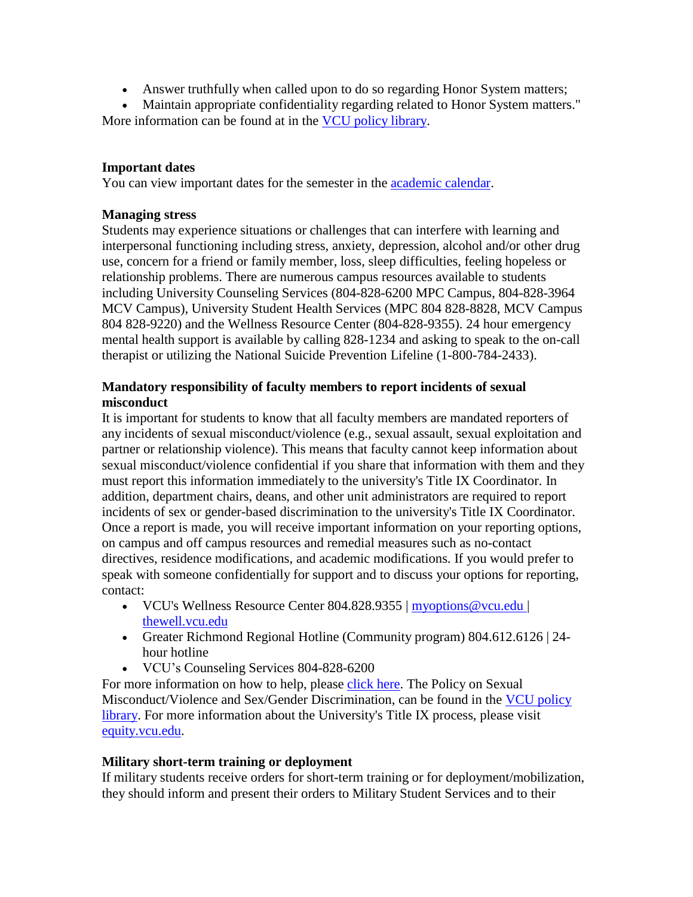- Answer truthfully when called upon to do so regarding Honor System matters;
- Maintain appropriate confidentiality regarding related to Honor System matters."

More information can be found at in the VCU policy library.

**Important dates**
You can view important dates for the semester in the academic calendar.

**Managing stress**
Students may experience situations or challenges that can interfere with learning and interpersonal functioning including stress, anxiety, depression, alcohol and/or other drug use, concern for a friend or family member, loss, sleep difficulties, feeling hopeless or relationship problems. There are numerous campus resources available to students including University Counseling Services (804-828-6200 MPC Campus, 804-828-3964 MCV Campus), University Student Health Services (MPC 804 828-8828, MCV Campus 804 828-9220) and the Wellness Resource Center (804-828-9355). 24 hour emergency mental health support is available by calling 828-1234 and asking to speak to the on-call therapist or utilizing the National Suicide Prevention Lifeline (1-800-784-2433).

**Mandatory responsibility of faculty members to report incidents of sexual misconduct**
It is important for students to know that all faculty members are mandated reporters of any incidents of sexual misconduct/violence (e.g., sexual assault, sexual exploitation and partner or relationship violence). This means that faculty cannot keep information about sexual misconduct/violence confidential if you share that information with them and they must report this information immediately to the university's Title IX Coordinator. In addition, department chairs, deans, and other unit administrators are required to report incidents of sex or gender-based discrimination to the university's Title IX Coordinator. Once a report is made, you will receive important information on your reporting options, on campus and off campus resources and remedial measures such as no-contact directives, residence modifications, and academic modifications. If you would prefer to speak with someone confidentially for support and to discuss your options for reporting, contact:

- VCU's Wellness Resource Center 804.828.9355 | myoptions@vcu.edu | thewell.vcu.edu
- Greater Richmond Regional Hotline (Community program) 804.612.6126 | 24-hour hotline
- VCU's Counseling Services 804-828-6200

For more information on how to help, please click here. The Policy on Sexual Misconduct/Violence and Sex/Gender Discrimination, can be found in the VCU policy library. For more information about the University's Title IX process, please visit equity.vcu.edu.

**Military short-term training or deployment**
If military students receive orders for short-term training or for deployment/mobilization, they should inform and present their orders to Military Student Services and to their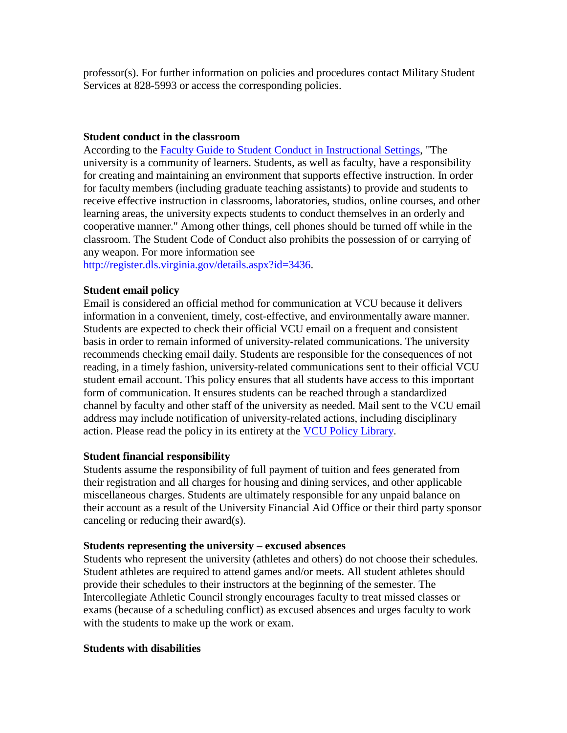professor(s). For further information on policies and procedures contact Military Student Services at 828-5993 or access the corresponding policies.

**Student conduct in the classroom**

According to the [Faculty Guide to Student Conduct in Instructional Settings](), "The university is a community of learners. Students, as well as faculty, have a responsibility for creating and maintaining an environment that supports effective instruction. In order for faculty members (including graduate teaching assistants) to provide and students to receive effective instruction in classrooms, laboratories, studios, online courses, and other learning areas, the university expects students to conduct themselves in an orderly and cooperative manner." Among other things, cell phones should be turned off while in the classroom. The Student Code of Conduct also prohibits the possession of or carrying of any weapon. For more information see http://register.dls.virginia.gov/details.aspx?id=3436.

**Student email policy**

Email is considered an official method for communication at VCU because it delivers information in a convenient, timely, cost-effective, and environmentally aware manner. Students are expected to check their official VCU email on a frequent and consistent basis in order to remain informed of university-related communications. The university recommends checking email daily. Students are responsible for the consequences of not reading, in a timely fashion, university-related communications sent to their official VCU student email account. This policy ensures that all students have access to this important form of communication. It ensures students can be reached through a standardized channel by faculty and other staff of the university as needed. Mail sent to the VCU email address may include notification of university-related actions, including disciplinary action. Please read the policy in its entirety at the [VCU Policy Library]().

**Student financial responsibility**

Students assume the responsibility of full payment of tuition and fees generated from their registration and all charges for housing and dining services, and other applicable miscellaneous charges. Students are ultimately responsible for any unpaid balance on their account as a result of the University Financial Aid Office or their third party sponsor canceling or reducing their award(s).

**Students representing the university – excused absences**

Students who represent the university (athletes and others) do not choose their schedules. Student athletes are required to attend games and/or meets. All student athletes should provide their schedules to their instructors at the beginning of the semester. The Intercollegiate Athletic Council strongly encourages faculty to treat missed classes or exams (because of a scheduling conflict) as excused absences and urges faculty to work with the students to make up the work or exam.

**Students with disabilities**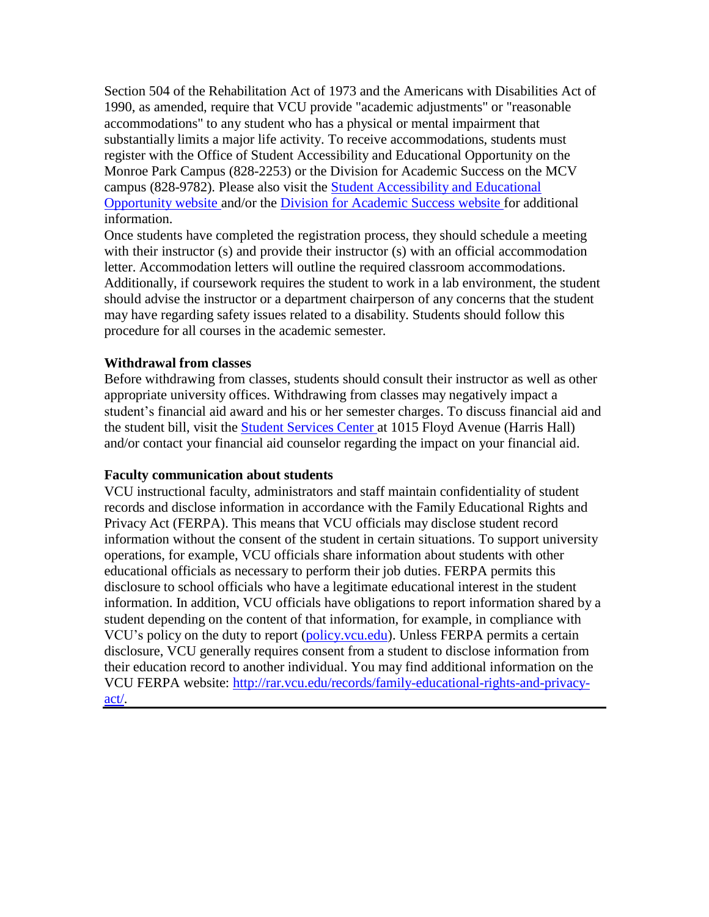Section 504 of the Rehabilitation Act of 1973 and the Americans with Disabilities Act of 1990, as amended, require that VCU provide "academic adjustments" or "reasonable accommodations" to any student who has a physical or mental impairment that substantially limits a major life activity. To receive accommodations, students must register with the Office of Student Accessibility and Educational Opportunity on the Monroe Park Campus (828-2253) or the Division for Academic Success on the MCV campus (828-9782). Please also visit the Student Accessibility and Educational Opportunity website and/or the Division for Academic Success website for additional information.

Once students have completed the registration process, they should schedule a meeting with their instructor (s) and provide their instructor (s) with an official accommodation letter. Accommodation letters will outline the required classroom accommodations. Additionally, if coursework requires the student to work in a lab environment, the student should advise the instructor or a department chairperson of any concerns that the student may have regarding safety issues related to a disability. Students should follow this procedure for all courses in the academic semester.

**Withdrawal from classes**

Before withdrawing from classes, students should consult their instructor as well as other appropriate university offices. Withdrawing from classes may negatively impact a student's financial aid award and his or her semester charges. To discuss financial aid and the student bill, visit the Student Services Center at 1015 Floyd Avenue (Harris Hall) and/or contact your financial aid counselor regarding the impact on your financial aid.

**Faculty communication about students**

VCU instructional faculty, administrators and staff maintain confidentiality of student records and disclose information in accordance with the Family Educational Rights and Privacy Act (FERPA). This means that VCU officials may disclose student record information without the consent of the student in certain situations. To support university operations, for example, VCU officials share information about students with other educational officials as necessary to perform their job duties. FERPA permits this disclosure to school officials who have a legitimate educational interest in the student information. In addition, VCU officials have obligations to report information shared by a student depending on the content of that information, for example, in compliance with VCU's policy on the duty to report (policy.vcu.edu). Unless FERPA permits a certain disclosure, VCU generally requires consent from a student to disclose information from their education record to another individual. You may find additional information on the VCU FERPA website: http://rar.vcu.edu/records/family-educational-rights-and-privacy-act/.